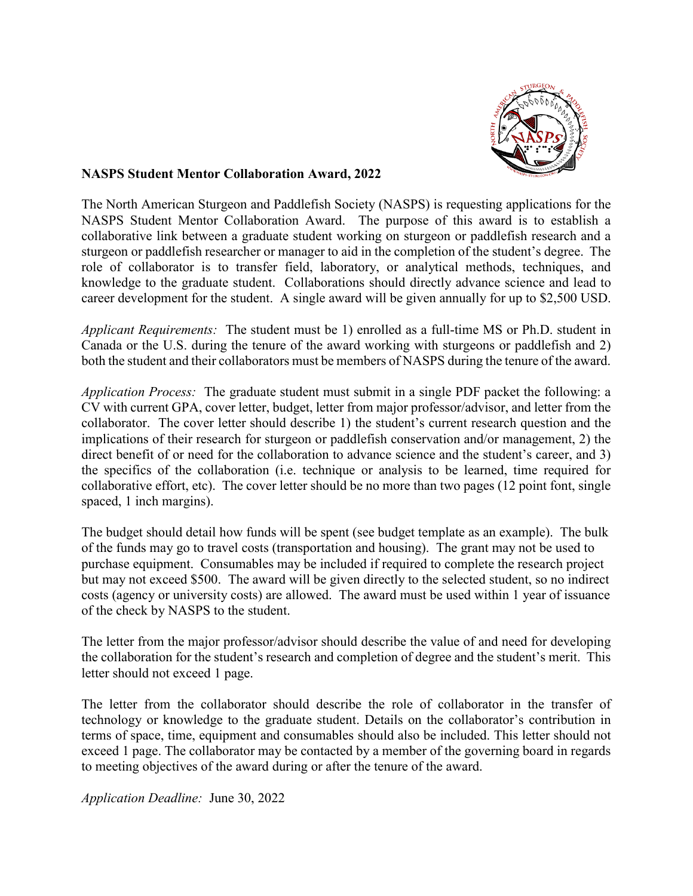**NASPS Student Mentor Collaboration Award, 2022**

The North American Sturgeon and Paddlefish Society (NASPS) is requesting applications for the NASPS Student Mentor Collaboration Award. The purpose of this award is to establish a collaborative link between a graduate student working on sturgeon or paddlefish research and a sturgeon or paddlefish researcher or manager to aid in the completion of the student's degree. The role of collaborator is to transfer field, laboratory, or analytical methods, techniques, and knowledge to the graduate student. Collaborations should directly advance science and lead to career development for the student. A single award will be given annually for up to $2,500 USD.

*Applicant Requirements:* The student must be 1) enrolled as a full-time MS or Ph.D. student in Canada or the U.S. during the tenure of the award working with sturgeons or paddlefish and 2) both the student and their collaborators must be members of NASPS during the tenure of the award.

*Application Process:* The graduate student must submit in a single PDF packet the following: a CV with current GPA, cover letter, budget, letter from major professor/advisor, and letter from the collaborator. The cover letter should describe 1) the student's current research question and the implications of their research for sturgeon or paddlefish conservation and/or management, 2) the direct benefit of or need for the collaboration to advance science and the student's career, and 3) the specifics of the collaboration (i.e. technique or analysis to be learned, time required for collaborative effort, etc). The cover letter should be no more than two pages (12 point font, single spaced, 1 inch margins).

The budget should detail how funds will be spent (see budget template as an example). The bulk of the funds may go to travel costs (transportation and housing). The grant may not be used to purchase equipment. Consumables may be included if required to complete the research project but may not exceed $500. The award will be given directly to the selected student, so no indirect costs (agency or university costs) are allowed. The award must be used within 1 year of issuance of the check by NASPS to the student.

The letter from the major professor/advisor should describe the value of and need for developing the collaboration for the student's research and completion of degree and the student's merit. This letter should not exceed 1 page.

The letter from the collaborator should describe the role of collaborator in the transfer of technology or knowledge to the graduate student. Details on the collaborator's contribution in terms of space, time, equipment and consumables should also be included. This letter should not exceed 1 page. The collaborator may be contacted by a member of the governing board in regards to meeting objectives of the award during or after the tenure of the award.

*Application Deadline:* June 30, 2022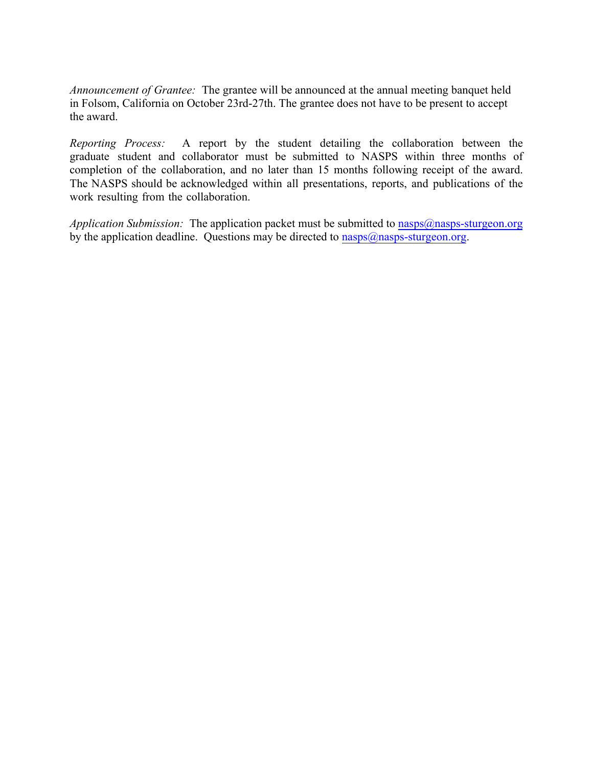*Announcement of Grantee:* The grantee will be announced at the annual meeting banquet held in Folsom, California on October 23rd-27th. The grantee does not have to be present to accept the award.

*Reporting Process:* A report by the student detailing the collaboration between the graduate student and collaborator must be submitted to NASPS within three months of completion of the collaboration, and no later than 15 months following receipt of the award. The NASPS should be acknowledged within all presentations, reports, and publications of the work resulting from the collaboration.

*Application Submission:* The application packet must be submitted to nasps@nasps-sturgeon.org by the application deadline. Questions may be directed to nasps@nasps-sturgeon.org.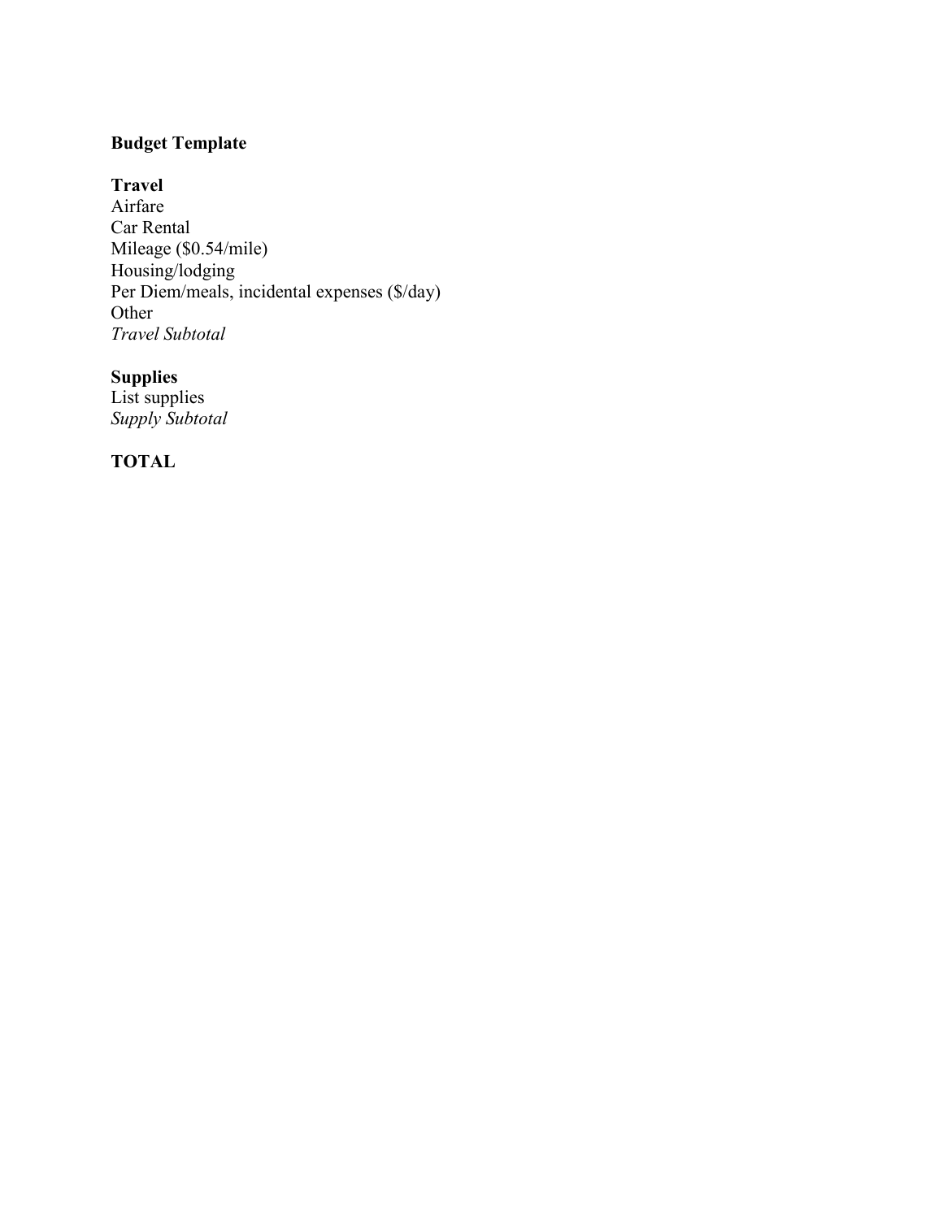**Budget Template**

**Travel**
Airfare
Car Rental
Mileage ($0.54/mile)
Housing/lodging
Per Diem/meals, incidental expenses ($/day)
Other
*Travel Subtotal*

**Supplies**
List supplies
*Supply Subtotal*

**TOTAL**